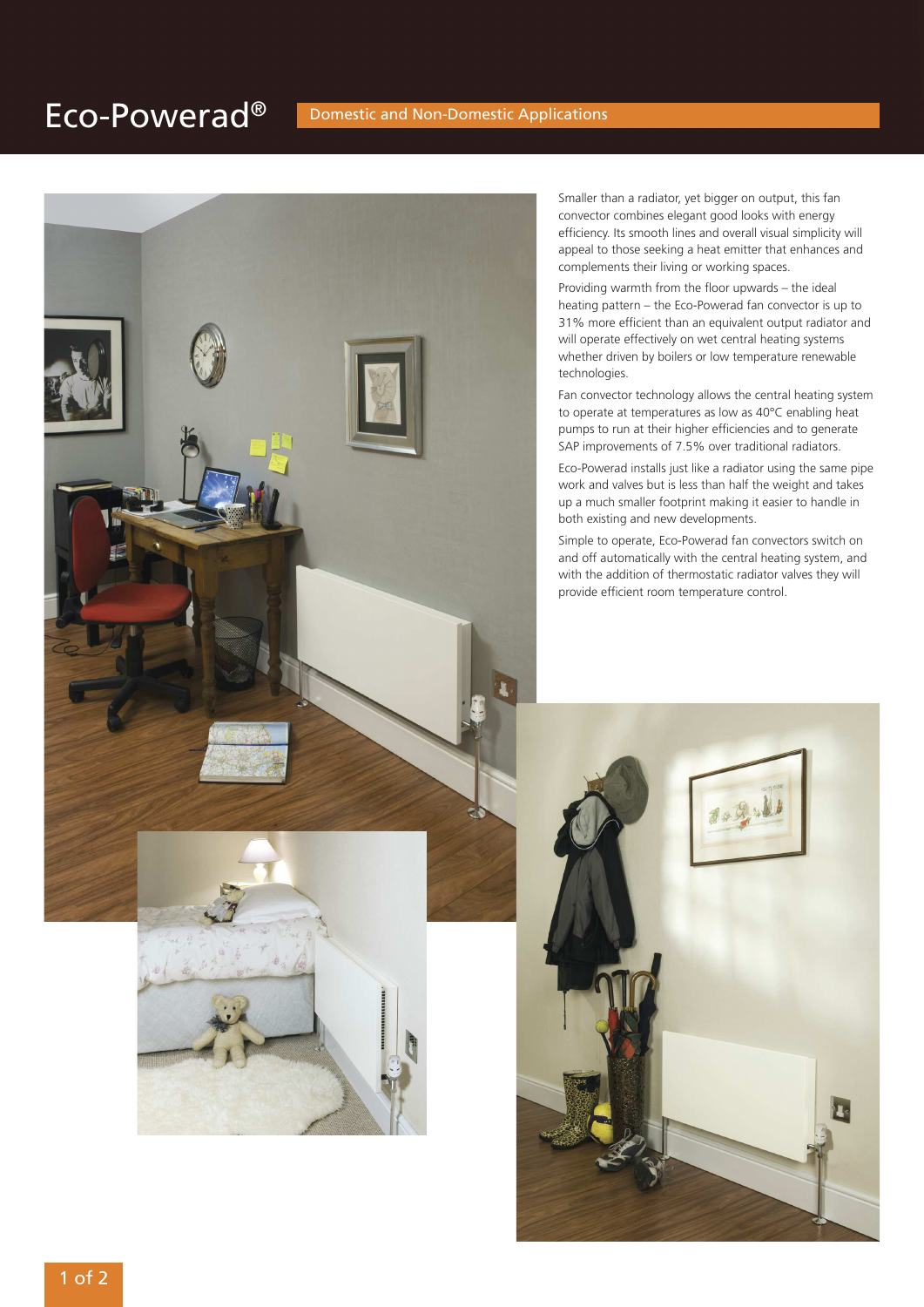# Eco-Powerad®

## Domestic and Non-Domestic Applications

Smaller than a radiator, yet bigger on output, this fan convector combines elegant good looks with energy efficiency. Its smooth lines and overall visual simplicity will appeal to those seeking a heat emitter that enhances and complements their living or working spaces.

Providing warmth from the floor upwards – the ideal heating pattern – the Eco-Powerad fan convector is up to 31% more efficient than an equivalent output radiator and will operate effectively on wet central heating systems whether driven by boilers or low temperature renewable technologies.

Fan convector technology allows the central heating system to operate at temperatures as low as 40°C enabling heat pumps to run at their higher efficiencies and to generate SAP improvements of 7.5% over traditional radiators.

Eco-Powerad installs just like a radiator using the same pipe work and valves but is less than half the weight and takes up a much smaller footprint making it easier to handle in both existing and new developments.

Simple to operate, Eco-Powerad fan convectors switch on and off automatically with the central heating system, and with the addition of thermostatic radiator valves they will provide efficient room temperature control.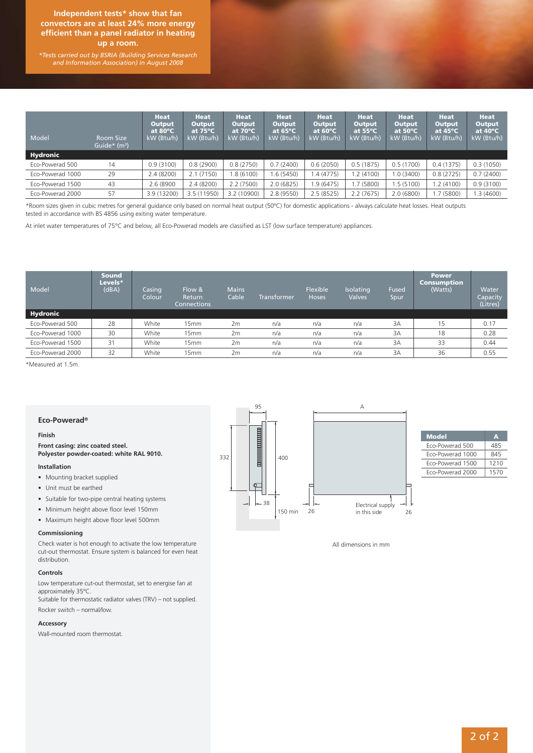**Independent tests* show that fan convectors are at least 24% more energy efficient than a panel radiator in heating up a room.**

*\*Tests carried out by BSRIA (Building Services Research and Information Association) in August 2008*

| Model | Room Size Guide* ($m^3$) | Heat Output at 80°C kW (Btu/h) | Heat Output at 75°C kW (Btu/h) | Heat Output at 70°C kW (Btu/h) | Heat Output at 65°C kW (Btu/h) | Heat Output at 60°C kW (Btu/h) | Heat Output at 55°C kW (Btu/h) | Heat Output at 50°C kW (Btu/h) | Heat Output at 45°C kW (Btu/h) | Heat Output at 40°C kW (Btu/h) |
|---|---|---|---|---|---|---|---|---|---|---|
| **Hydronic** | | | | | | | | | | |
| Eco-Powerad 500 | 14 | 0.9 (3100) | 0.8 (2900) | 0.8 (2750) | 0.7 (2400) | 0.6 (2050) | 0.5 (1875) | 0.5 (1700) | 0.4 (1375) | 0.3 (1050) |
| Eco-Powerad 1000 | 29 | 2.4 (8200) | 2.1 (7150) | 1.8 (6100) | 1.6 (5450) | 1.4 (4775) | 1.2 (4100) | 1.0 (3400) | 0.8 (2725) | 0.7 (2400) |
| Eco-Powerad 1500 | 43 | 2.6 (8900 | 2.4 (8200) | 2.2 (7500) | 2.0 (6825) | 1.9 (6475) | 1.7 (5800) | 1.5 (5100) | 1.2 (4100) | 0.9 (3100) |
| Eco-Powerad 2000 | 57 | 3.9 (13200) | 3.5 (11950) | 3.2 (10900) | 2.8 (9550) | 2.5 (8525) | 2.2 (7675) | 2.0 (6800) | 1.7 (5800) | 1.3 (4600) |

*Room sizes given in cubic metres for general guidance only based on normal heat output (50°C) for domestic applications - always calculate heat losses. Heat outputs tested in accordance with BS 4856 using exiting water temperature.

At inlet water temperatures of 75°C and below, all Eco-Powerad models are classified as LST (low surface temperature) appliances.

| Model | Sound Levels* (dBA) | Casing Colour | Flow & Return Connections | Mains Cable | Transformer | Flexible Hoses | Isolating Valves | Fused Spur | Power Consumption (Watts) | Water Capacity (Litres) |
|---|---|---|---|---|---|---|---|---|---|---|
| **Hydronic** | | | | | | | | | | |
| Eco-Powerad 500 | 28 | White | 15mm | 2m | n/a | n/a | n/a | 3A | 15 | 0.17 |
| Eco-Powerad 1000 | 30 | White | 15mm | 2m | n/a | n/a | n/a | 3A | 18 | 0.28 |
| Eco-Powerad 1500 | 31 | White | 15mm | 2m | n/a | n/a | n/a | 3A | 33 | 0.44 |
| Eco-Powerad 2000 | 32 | White | 15mm | 2m | n/a | n/a | n/a | 3A | 36 | 0.55 |

*Measured at 1.5m.

### Eco-Powerad®

#### Finish

**Front casing: zinc coated steel.**
**Polyester powder-coated: white RAL 9010.**

#### Installation

- Mounting bracket supplied
- Unit must be earthed
- Suitable for two-pipe central heating systems
- Minimum height above floor level 150mm
- Maximum height above floor level 500mm

#### Commissioning

Check water is hot enough to activate the low temperature cut-out thermostat. Ensure system is balanced for even heat distribution.

#### Controls

Low temperature cut-out thermostat, set to energise fan at approximately 35°C.
Suitable for thermostatic radiator valves (TRV) – not supplied.

Rocker switch – normal/low.

#### Accessory

Wall-mounted room thermostat.

95
332
400
38
150 min
A
26
Electrical supply in this side
26

All dimensions in mm

| Model | A |
|---|---|
| Eco-Powerad 500 | 485 |
| Eco-Powerad 1000 | 845 |
| Eco-Powerad 1500 | 1210 |
| Eco-Powerad 2000 | 1570 |